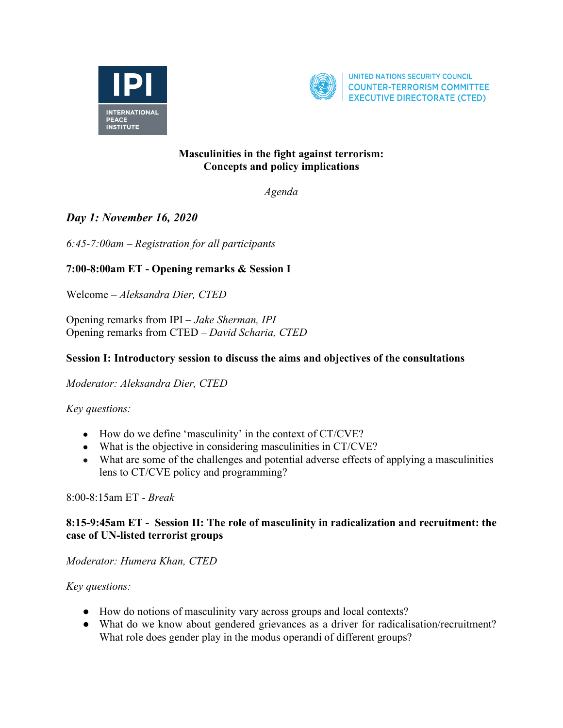INTERNATIONAL PEACE INSTITUTE

UNITED NATIONS SECURITY COUNCIL
COUNTER-TERRORISM COMMITTEE
EXECUTIVE DIRECTORATE (CTED)

**Masculinities in the fight against terrorism:**
**Concepts and policy implications**

*Agenda*

## *Day 1: November 16, 2020*

*6:45-7:00am – Registration for all participants*

**7:00-8:00am ET - Opening remarks & Session I**

Welcome – *Aleksandra Dier, CTED*

Opening remarks from IPI – *Jake Sherman, IPI*
Opening remarks from CTED – *David Scharia, CTED*

**Session I: Introductory session to discuss the aims and objectives of the consultations**

*Moderator: Aleksandra Dier, CTED*

*Key questions:*

- How do we define 'masculinity' in the context of CT/CVE?
- What is the objective in considering masculinities in CT/CVE?
- What are some of the challenges and potential adverse effects of applying a masculinities lens to CT/CVE policy and programming?

8:00-8:15am ET - *Break*

**8:15-9:45am ET - Session II: The role of masculinity in radicalization and recruitment: the case of UN-listed terrorist groups**

*Moderator: Humera Khan, CTED*

*Key questions:*

- How do notions of masculinity vary across groups and local contexts?
- What do we know about gendered grievances as a driver for radicalisation/recruitment? What role does gender play in the modus operandi of different groups?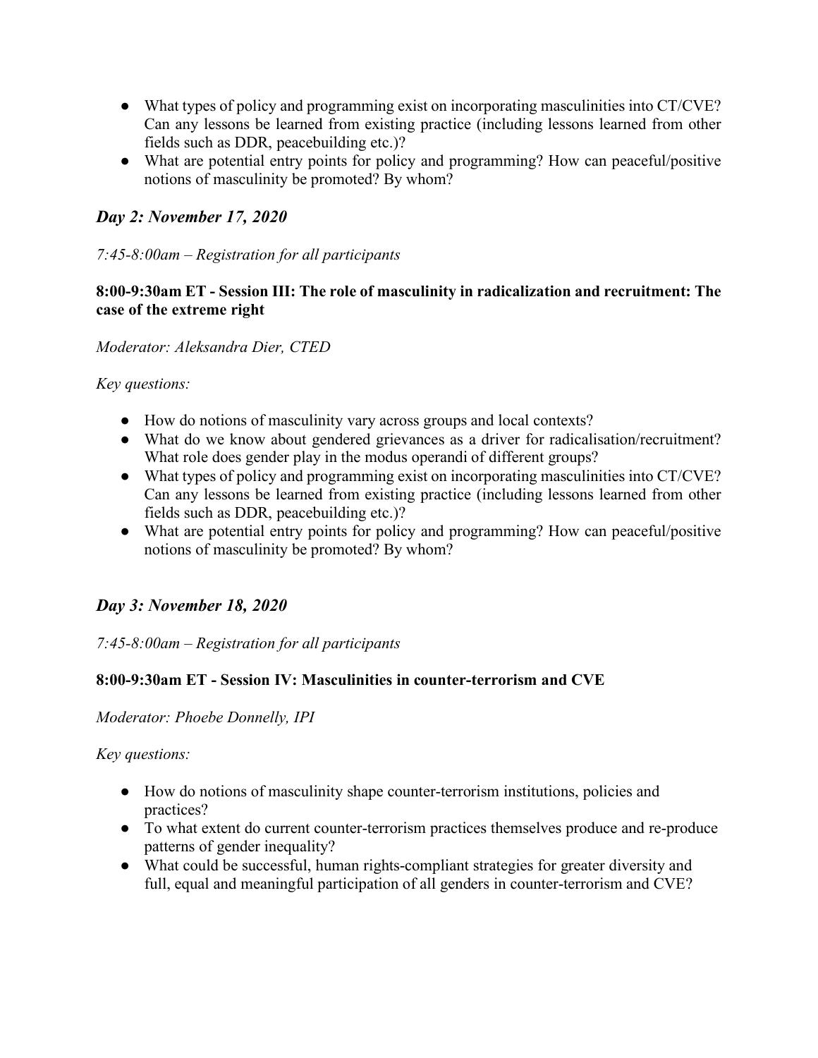- What types of policy and programming exist on incorporating masculinities into CT/CVE? Can any lessons be learned from existing practice (including lessons learned from other fields such as DDR, peacebuilding etc.)?
- What are potential entry points for policy and programming? How can peaceful/positive notions of masculinity be promoted? By whom?

## *Day 2: November 17, 2020*

*7:45-8:00am – Registration for all participants*

**8:00-9:30am ET - Session III: The role of masculinity in radicalization and recruitment: The case of the extreme right**

*Moderator: Aleksandra Dier, CTED*

*Key questions:*

- How do notions of masculinity vary across groups and local contexts?
- What do we know about gendered grievances as a driver for radicalisation/recruitment? What role does gender play in the modus operandi of different groups?
- What types of policy and programming exist on incorporating masculinities into CT/CVE? Can any lessons be learned from existing practice (including lessons learned from other fields such as DDR, peacebuilding etc.)?
- What are potential entry points for policy and programming? How can peaceful/positive notions of masculinity be promoted? By whom?

## *Day 3: November 18, 2020*

*7:45-8:00am – Registration for all participants*

**8:00-9:30am ET - Session IV: Masculinities in counter-terrorism and CVE**

*Moderator: Phoebe Donnelly, IPI*

*Key questions:*

- How do notions of masculinity shape counter-terrorism institutions, policies and practices?
- To what extent do current counter-terrorism practices themselves produce and re-produce patterns of gender inequality?
- What could be successful, human rights-compliant strategies for greater diversity and full, equal and meaningful participation of all genders in counter-terrorism and CVE?